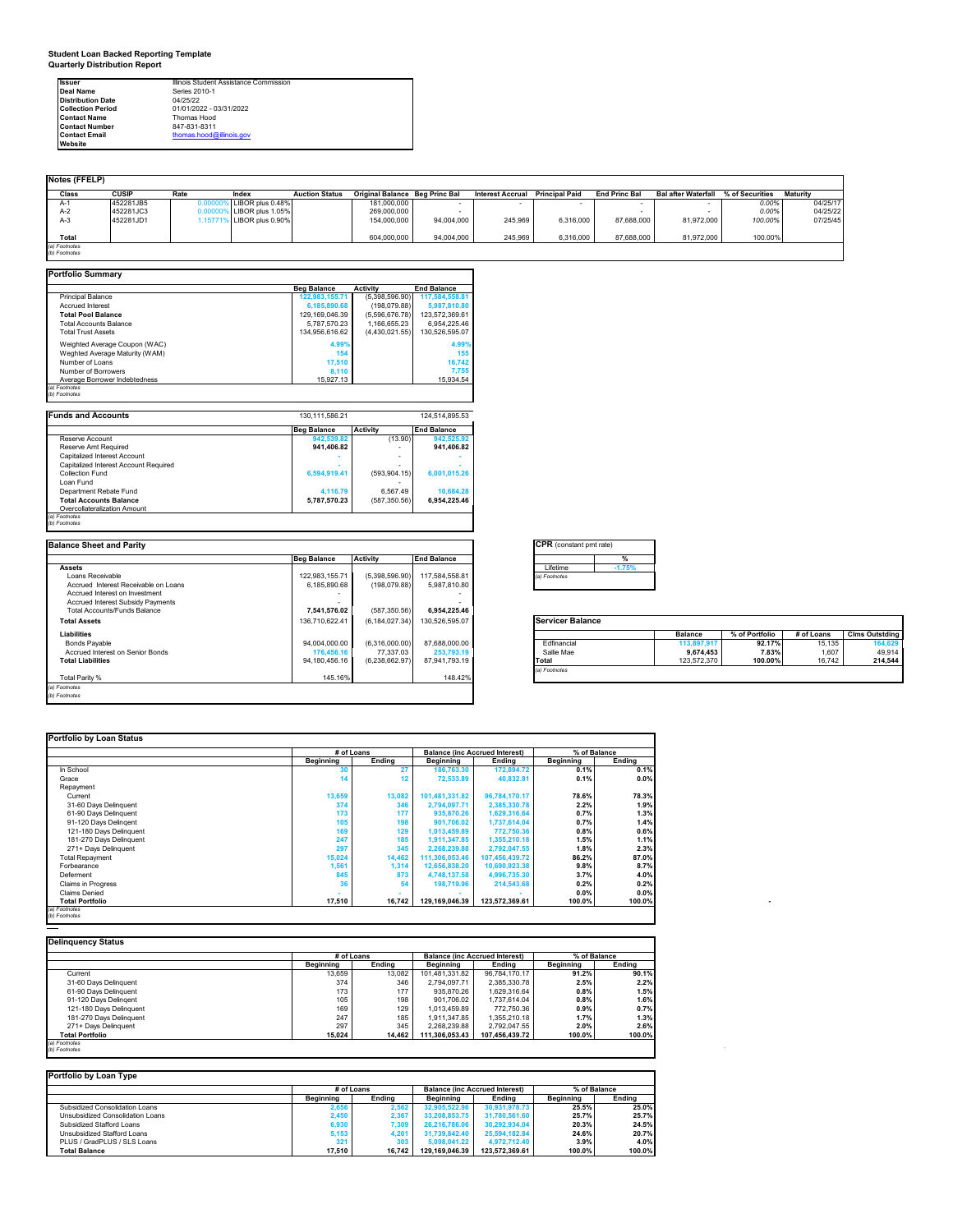**Student Loan Backed Reporting Template**
**Quarterly Distribution Report**

| | |
|---|---|
| Issuer | Illinois Student Assistance Commission |
| Deal Name | Series 2010-1 |
| Distribution Date | 04/25/22 |
| Collection Period | 01/01/2022 - 03/31/2022 |
| Contact Name | Thomas Hood |
| Contact Number | 847-831-8311 |
| Contact Email | thomas.hood@illinois.gov |
| Website | |

**Notes (FFELP)**

| Class | CUSIP | Rate | Index | Auction Status | Original Balance | Beg Princ Bal | Interest Accrual | Principal Paid | End Princ Bal | Bal after Waterfall | % of Securities | Maturity |
|---|---|---|---|---|---|---|---|---|---|---|---|---|
| A-1 | 452281JB5 | 0.00000% | LIBOR plus 0.48% | | 181,000,000 | - | - | - | - | - | 0.00% | 04/25/17 |
| A-2 | 452281JC3 | 0.00000% | LIBOR plus 1.05% | | 269,000,000 | - | | | - | - | 0.00% | 04/25/22 |
| A-3 | 452281JD1 | 1.15771% | LIBOR plus 0.90% | | 154,000,000 | 94,004,000 | 245,969 | 6,316,000 | 87,688,000 | 81,972,000 | 100.00% | 07/25/45 |
| Total | | | | | 604,000,000 | 94,004,000 | 245,969 | 6,316,000 | 87,688,000 | 81,972,000 | 100.00% | |

*(a) Footnotes*
*(b) Footnotes*

**Portfolio Summary**

| | Beg Balance | Activity | End Balance |
|---|---|---|---|
| Principal Balance | 122,983,155.71 | (5,398,596.90) | 117,584,558.81 |
| Accrued Interest | 6,185,890.68 | (198,079.88) | 5,987,810.80 |
| **Total Pool Balance** | 129,169,046.39 | (5,596,676.78) | 123,572,369.61 |
| Total Accounts Balance | 5,787,570.23 | 1,166,655.23 | 6,954,225.46 |
| Total Trust Assets | 134,956,616.62 | (4,430,021.55) | 130,526,595.07 |
| Weighted Average Coupon (WAC) | 4.99% | | 4.99% |
| Weghted Average Maturity (WAM) | 154 | | 155 |
| Number of Loans | 17,510 | | 16,742 |
| Number of Borrowers | 8,110 | | 7,755 |
| Average Borrower Indebtedness | 15,927.13 | | 15,934.54 |

*(a) Footnotes*
*(b) Footnotes*

**Funds and Accounts** — 130,111,586.21 / 124,514,895.53

| | Beg Balance | Activity | End Balance |
|---|---|---|---|
| Reserve Account | 942,539.82 | (13.90) | 942,525.92 |
| Reserve Amt Required | **941,406.82** | - | **941,406.82** |
| Capitalized Interest Account | | - | - |
| Capitalized Interest Account Required | - | - | - |
| Collection Fund | 6,594,919.41 | (593,904.15) | 6,001,015.26 |
| Loan Fund | | | |
| Department Rebate Fund | 4,116.79 | 6,567.49 | 10,684.28 |
| **Total Accounts Balance** | **5,787,570.23** | (587,350.56) | **6,954,225.46** |
| Overcollateralization Amount | | | |

*(a) Footnotes*
*(b) Footnotes*

**Balance Sheet and Parity**

| | Beg Balance | Activity | End Balance |
|---|---|---|---|
| **Assets** | | | |
| Loans Receivable | 122,983,155.71 | (5,398,596.90) | 117,584,558.81 |
| Accrued Interest Receivable on Loans | 6,185,890.68 | (198,079.88) | 5,987,810.80 |
| Accrued Interest on Investment | - | | - |
| Accrued Interest Subsidy Payments | - | | - |
| Total Accounts/Funds Balance | **7,541,576.02** | (587,350.56) | **6,954,225.46** |
| **Total Assets** | 136,710,622.41 | (6,184,027.34) | 130,526,595.07 |
| **Liabilities** | | | |
| Bonds Payable | 94,004,000.00 | (6,316,000.00) | 87,688,000.00 |
| Accrued Interest on Senior Bonds | 176,456.16 | 77,337.03 | 253,793.19 |
| **Total Liabilities** | 94,180,456.16 | (6,238,662.97) | 87,941,793.19 |
| Total Parity % | 145.16% | | 148.42% |

*(a) Footnotes*
*(b) Footnotes*

**CPR** (constant pmt rate)

| | % |
|---|---|
| Lifetime | -1.75% |

*(a) Footnotes*

**Servicer Balance**

| | Balance | % of Portfolio | # of Loans | Clms Outstding |
|---|---|---|---|---|
| Edfinancial | 113,897,917 | 92.17% | 15,135 | 164,629 |
| Sallie Mae | 9,674,453 | 7.83% | 1,607 | 49,914 |
| **Total** | 123,572,370 | **100.00%** | 16,742 | **214,544** |

*(a) Footnotes*

**Portfolio by Loan Status**

| | # of Loans | | Balance (inc Accrued Interest) | | % of Balance | |
|---|---|---|---|---|---|---|
| | Beginning | Ending | Beginning | Ending | Beginning | Ending |
| In School | 30 | 27 | 186,763.30 | 172,894.72 | 0.1% | 0.1% |
| Grace | 14 | 12 | 72,533.89 | 40,832.81 | 0.1% | 0.0% |
| Repayment | | | | | | |
| Current | 13,659 | 13,082 | 101,481,331.82 | 96,784,170.17 | 78.6% | 78.3% |
| 31-60 Days Delinquent | 374 | 346 | 2,794,097.71 | 2,385,330.78 | 2.2% | 1.9% |
| 61-90 Days Delinquent | 173 | 177 | 935,870.26 | 1,629,316.64 | 0.7% | 1.3% |
| 91-120 Days Delingent | 105 | 198 | 901,706.02 | 1,737,614.04 | 0.7% | 1.4% |
| 121-180 Days Delinquent | 169 | 129 | 1,013,459.89 | 772,750.36 | 0.8% | 0.6% |
| 181-270 Days Delinquent | 247 | 185 | 1,911,347.85 | 1,355,210.18 | 1.5% | 1.1% |
| 271+ Days Delinquent | 297 | 345 | 2,268,239.88 | 2,792,047.55 | 1.8% | 2.3% |
| Total Repayment | 15,024 | 14,462 | 111,306,053.46 | 107,456,439.72 | 86.2% | 87.0% |
| Forbearance | 1,561 | 1,314 | 12,656,838.20 | 10,690,923.38 | 9.8% | 8.7% |
| Deferment | 845 | 873 | 4,748,137.58 | 4,996,735.30 | 3.7% | 4.0% |
| Claims in Progress | 36 | 54 | 198,719.96 | 214,543.68 | 0.2% | 0.2% |
| Claims Denied | - | - | - | - | 0.0% | 0.0% |
| **Total Portfolio** | **17,510** | **16,742** | **129,169,046.39** | **123,572,369.61** | **100.0%** | **100.0%** |

*(a) Footnotes*
*(b) Footnotes*

**Delinquency Status**

| | # of Loans | | Balance (inc Accrued Interest) | | % of Balance | |
|---|---|---|---|---|---|---|
| | Beginning | Ending | Beginning | Ending | Beginning | Ending |
| Current | 13,659 | 13,082 | 101,481,331.82 | 96,784,170.17 | 91.2% | 90.1% |
| 31-60 Days Delinquent | 374 | 346 | 2,794,097.71 | 2,385,330.78 | 2.5% | 2.2% |
| 61-90 Days Delinquent | 173 | 177 | 935,870.26 | 1,629,316.64 | 0.8% | 1.5% |
| 91-120 Days Delingent | 105 | 198 | 901,706.02 | 1,737,614.04 | 0.8% | 1.6% |
| 121-180 Days Delinquent | 169 | 129 | 1,013,459.89 | 772,750.36 | 0.9% | 0.7% |
| 181-270 Days Delinquent | 247 | 185 | 1,911,347.85 | 1,355,210.18 | 1.7% | 1.3% |
| 271+ Days Delinquent | 297 | 345 | 2,268,239.88 | 2,792,047.55 | 2.0% | 2.6% |
| **Total Portfolio** | **15,024** | **14,462** | **111,306,053.43** | **107,456,439.72** | **100.0%** | **100.0%** |

*(a) Footnotes*
*(b) Footnotes*

**Portfolio by Loan Type**

| | # of Loans | | Balance (inc Accrued Interest) | | % of Balance | |
|---|---|---|---|---|---|---|
| | Beginning | Ending | Beginning | Ending | Beginning | Ending |
| Subsidized Consolidation Loans | 2,656 | 2,562 | 32,905,522.96 | 30,931,978.73 | 25.5% | 25.0% |
| Unsubsidized Consolidation Loans | 2,450 | 2,367 | 33,208,853.75 | 31,780,561.60 | 25.7% | 25.7% |
| Subsidized Stafford Loans | 6,930 | 7,309 | 26,216,786.06 | 30,292,934.04 | 20.3% | 24.5% |
| Unsubsidized Stafford Loans | 5,153 | 4,201 | 31,739,842.40 | 25,594,182.84 | 24.6% | 20.7% |
| PLUS / GradPLUS / SLS Loans | 321 | 303 | 5,098,041.22 | 4,972,712.40 | 3.9% | 4.0% |
| **Total Balance** | **17,510** | **16,742** | **129,169,046.39** | **123,572,369.61** | **100.0%** | **100.0%** |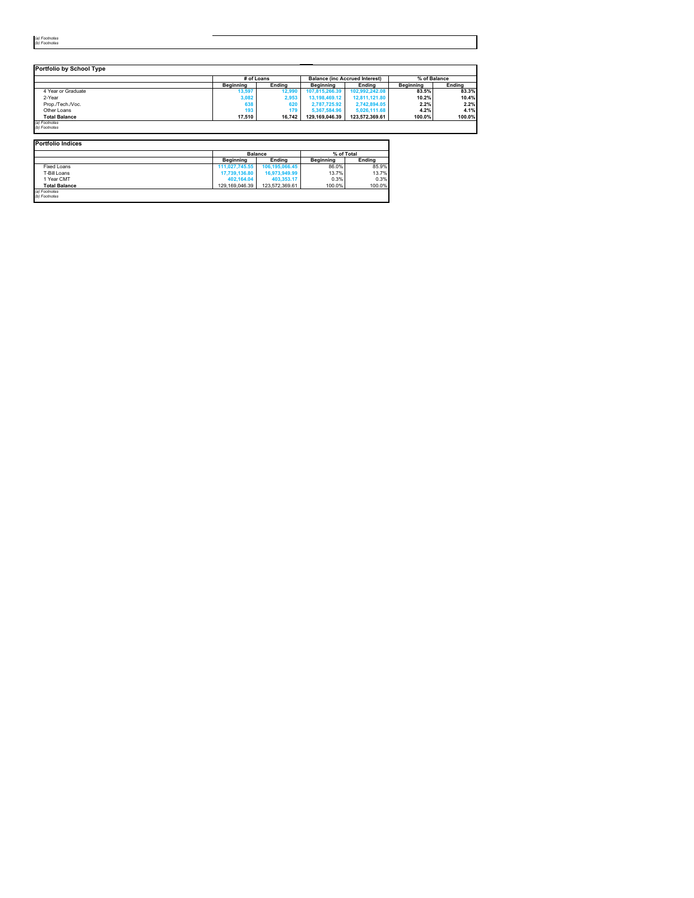*(a) Footnotes*
*(b) Footnotes*

## Portfolio by School Type

| | # of Loans | | Balance (inc Accrued Interest) | | % of Balance | |
|---|---|---|---|---|---|---|
| | **Beginning** | **Ending** | **Beginning** | **Ending** | **Beginning** | **Ending** |
| 4 Year or Graduate | 13,597 | 12,990 | 107,815,266.39 | 102,992,242.08 | 83.5% | 83.3% |
| 2-Year | 3,082 | 2,953 | 13,198,469.12 | 12,811,121.80 | 10.2% | 10.4% |
| Prop./Tech./Voc. | 638 | 620 | 2,787,725.92 | 2,742,894.05 | 2.2% | 2.2% |
| Other Loans | 193 | 179 | 5,367,584.96 | 5,026,111.68 | 4.2% | 4.1% |
| **Total Balance** | **17,510** | **16,742** | **129,169,046.39** | **123,572,369.61** | **100.0%** | **100.0%** |

*(a) Footnotes*
*(b) Footnotes*

## Portfolio Indices

| | Balance | | % of Total | |
|---|---|---|---|---|
| | **Beginning** | **Ending** | **Beginning** | **Ending** |
| Fixed Loans | 111,027,745.55 | 106,195,066.45 | 86.0% | 85.9% |
| T-Bill Loans | 17,739,136.80 | 16,973,949.99 | 13.7% | 13.7% |
| 1 Year CMT | 402,164.04 | 403,353.17 | 0.3% | 0.3% |
| **Total Balance** | 129,169,046.39 | 123,572,369.61 | 100.0% | 100.0% |

*(a) Footnotes*
*(b) Footnotes*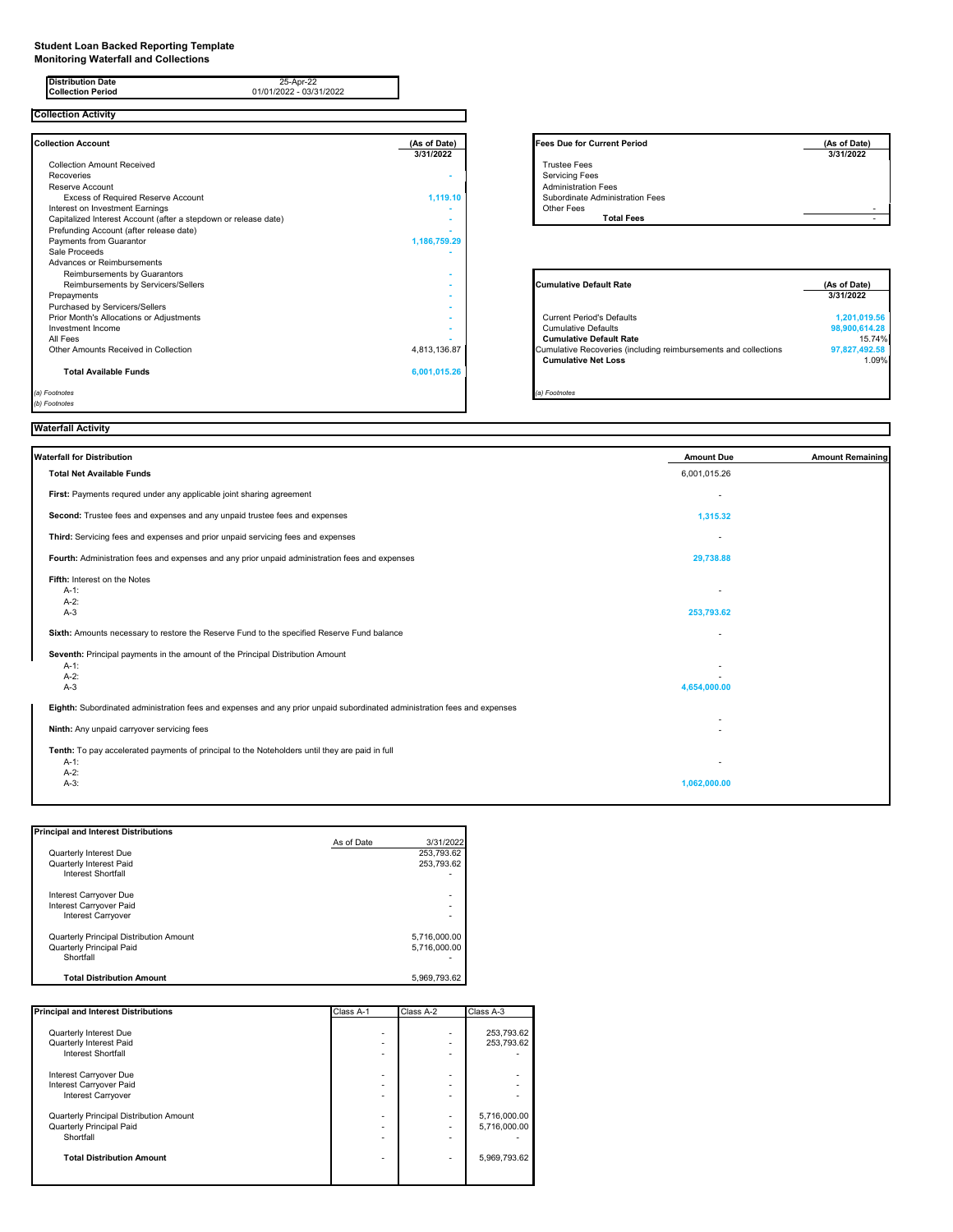**Student Loan Backed Reporting Template**
**Monitoring Waterfall and Collections**

| | |
|---|---|
| **Distribution Date** | 25-Apr-22 |
| **Collection Period** | 01/01/2022 - 03/31/2022 |

## Collection Activity

| **Collection Account** | **(As of Date)** **3/31/2022** |
|---|---|
| Collection Amount Received | |
| Recoveries | - |
| Reserve Account | |
| Excess of Required Reserve Account | 1,119.10 |
| Interest on Investment Earnings | - |
| Capitalized Interest Account (after a stepdown or release date) | - |
| Prefunding Account (after release date) | - |
| Payments from Guarantor | 1,186,759.29 |
| Sale Proceeds | - |
| Advances or Reimbursements | |
| Reimbursements by Guarantors | - |
| Reimbursements by Servicers/Sellers | - |
| Prepayments | - |
| Purchased by Servicers/Sellers | - |
| Prior Month's Allocations or Adjustments | - |
| Investment Income | - |
| All Fees | - |
| Other Amounts Received in Collection | 4,813,136.87 |
| **Total Available Funds** | 6,001,015.26 |

*(a) Footnotes*
*(b) Footnotes*

| **Fees Due for Current Period** | **(As of Date)** **3/31/2022** |
|---|---|
| Trustee Fees | |
| Servicing Fees | |
| Administration Fees | |
| Subordinate Administration Fees | |
| Other Fees | - |
| **Total Fees** | - |

| **Cumulative Default Rate** | **(As of Date)** **3/31/2022** |
|---|---|
| Current Period's Defaults | 1,201,019.56 |
| Cumulative Defaults | 98,900,614.28 |
| **Cumulative Default Rate** | 15.74% |
| Cumulative Recoveries (including reimbursements and collections | 97,827,492.58 |
| **Cumulative Net Loss** | 1.09% |

*(a) Footnotes*

## Waterfall Activity

| **Waterfall for Distribution** | **Amount Due** | **Amount Remaining** |
|---|---|---|
| **Total Net Available Funds** | 6,001,015.26 | |
| **First:** Payments requred under any applicable joint sharing agreement | - | |
| **Second:** Trustee fees and expenses and any unpaid trustee fees and expenses | 1,315.32 | |
| **Third:** Servicing fees and expenses and prior unpaid servicing fees and expenses | - | |
| **Fourth:** Administration fees and expenses and any prior unpaid administration fees and expenses | 29,738.88 | |
| **Fifth:** Interest on the Notes | | |
| A-1: | - | |
| A-2: | | |
| A-3 | 253,793.62 | |
| **Sixth:** Amounts necessary to restore the Reserve Fund to the specified Reserve Fund balance | - | |
| **Seventh:** Principal payments in the amount of the Principal Distribution Amount | | |
| A-1: | - | |
| A-2: | - | |
| A-3 | 4,654,000.00 | |
| **Eighth:** Subordinated administration fees and expenses and any prior unpaid subordinated administration fees and expenses | - | |
| **Ninth:** Any unpaid carryover servicing fees | - | |
| **Tenth:** To pay accelerated payments of principal to the Noteholders until they are paid in full | | |
| A-1: | - | |
| A-2: | | |
| A-3: | 1,062,000.00 | |

| **Principal and Interest Distributions** | As of Date | 3/31/2022 |
|---|---|---|
| Quarterly Interest Due | | 253,793.62 |
| Quarterly Interest Paid | | 253,793.62 |
| Interest Shortfall | | - |
| Interest Carryover Due | | - |
| Interest Carryover Paid | | - |
| Interest Carryover | | - |
| Quarterly Principal Distribution Amount | | 5,716,000.00 |
| Quarterly Principal Paid | | 5,716,000.00 |
| Shortfall | | - |
| **Total Distribution Amount** | | 5,969,793.62 |

| **Principal and Interest Distributions** | Class A-1 | Class A-2 | Class A-3 |
|---|---|---|---|
| Quarterly Interest Due | - | - | 253,793.62 |
| Quarterly Interest Paid | - | - | 253,793.62 |
| Interest Shortfall | - | - | - |
| Interest Carryover Due | - | - | - |
| Interest Carryover Paid | - | - | - |
| Interest Carryover | - | - | - |
| Quarterly Principal Distribution Amount | - | - | 5,716,000.00 |
| Quarterly Principal Paid | - | - | 5,716,000.00 |
| Shortfall | - | - | - |
| **Total Distribution Amount** | - | - | 5,969,793.62 |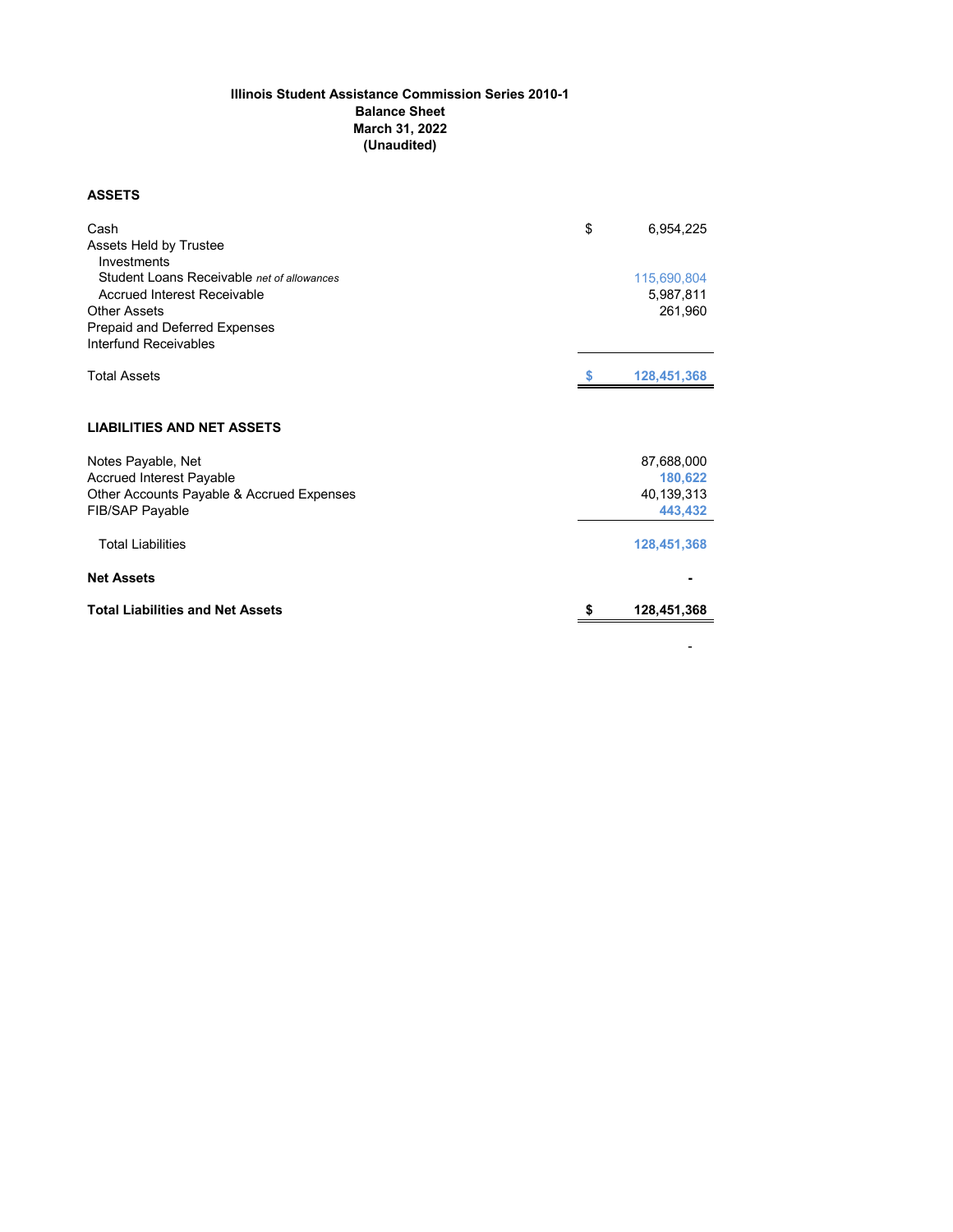**Illinois Student Assistance Commission Series 2010-1**
**Balance Sheet**
**March 31, 2022**
**(Unaudited)**

**ASSETS**

| | | |
|---|---|---|
| Cash | $ | 6,954,225 |
| Assets Held by Trustee | | |
| Investments | | |
| Student Loans Receivable *net of allowances* | | 115,690,804 |
| Accrued Interest Receivable | | 5,987,811 |
| Other Assets | | 261,960 |
| Prepaid and Deferred Expenses | | |
| Interfund Receivables | | |
| Total Assets | **$** | **128,451,368** |

**LIABILITIES AND NET ASSETS**

| | | |
|---|---|---|
| Notes Payable, Net | | 87,688,000 |
| Accrued Interest Payable | | **180,622** |
| Other Accounts Payable & Accrued Expenses | | 40,139,313 |
| FIB/SAP Payable | | **443,432** |
| Total Liabilities | | **128,451,368** |
| **Net Assets** | | **-** |
| **Total Liabilities and Net Assets** | **$** | **128,451,368** |
| | | - |